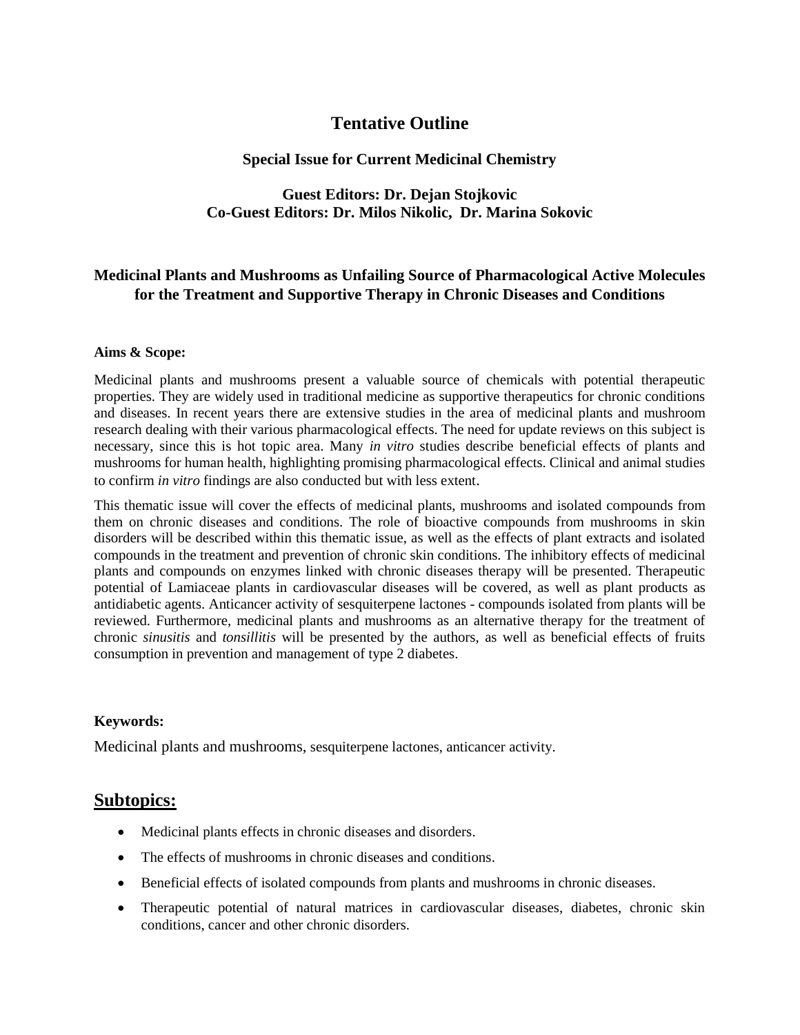# Tentative Outline

### Special Issue for Current Medicinal Chemistry

### Guest Editors: Dr. Dejan Stojkovic
### Co-Guest Editors: Dr. Milos Nikolic, Dr. Marina Sokovic

## Medicinal Plants and Mushrooms as Unfailing Source of Pharmacological Active Molecules for the Treatment and Supportive Therapy in Chronic Diseases and Conditions

**Aims & Scope:**

Medicinal plants and mushrooms present a valuable source of chemicals with potential therapeutic properties. They are widely used in traditional medicine as supportive therapeutics for chronic conditions and diseases. In recent years there are extensive studies in the area of medicinal plants and mushroom research dealing with their various pharmacological effects. The need for update reviews on this subject is necessary, since this is hot topic area. Many *in vitro* studies describe beneficial effects of plants and mushrooms for human health, highlighting promising pharmacological effects. Clinical and animal studies to confirm *in vitro* findings are also conducted but with less extent.

This thematic issue will cover the effects of medicinal plants, mushrooms and isolated compounds from them on chronic diseases and conditions. The role of bioactive compounds from mushrooms in skin disorders will be described within this thematic issue, as well as the effects of plant extracts and isolated compounds in the treatment and prevention of chronic skin conditions. The inhibitory effects of medicinal plants and compounds on enzymes linked with chronic diseases therapy will be presented. Therapeutic potential of Lamiaceae plants in cardiovascular diseases will be covered, as well as plant products as antidiabetic agents. Anticancer activity of sesquiterpene lactones - compounds isolated from plants will be reviewed. Furthermore, medicinal plants and mushrooms as an alternative therapy for the treatment of chronic *sinusitis* and *tonsillitis* will be presented by the authors, as well as beneficial effects of fruits consumption in prevention and management of type 2 diabetes.

**Keywords:**

Medicinal plants and mushrooms, sesquiterpene lactones, anticancer activity.

## Subtopics:

- Medicinal plants effects in chronic diseases and disorders.
- The effects of mushrooms in chronic diseases and conditions.
- Beneficial effects of isolated compounds from plants and mushrooms in chronic diseases.
- Therapeutic potential of natural matrices in cardiovascular diseases, diabetes, chronic skin conditions, cancer and other chronic disorders.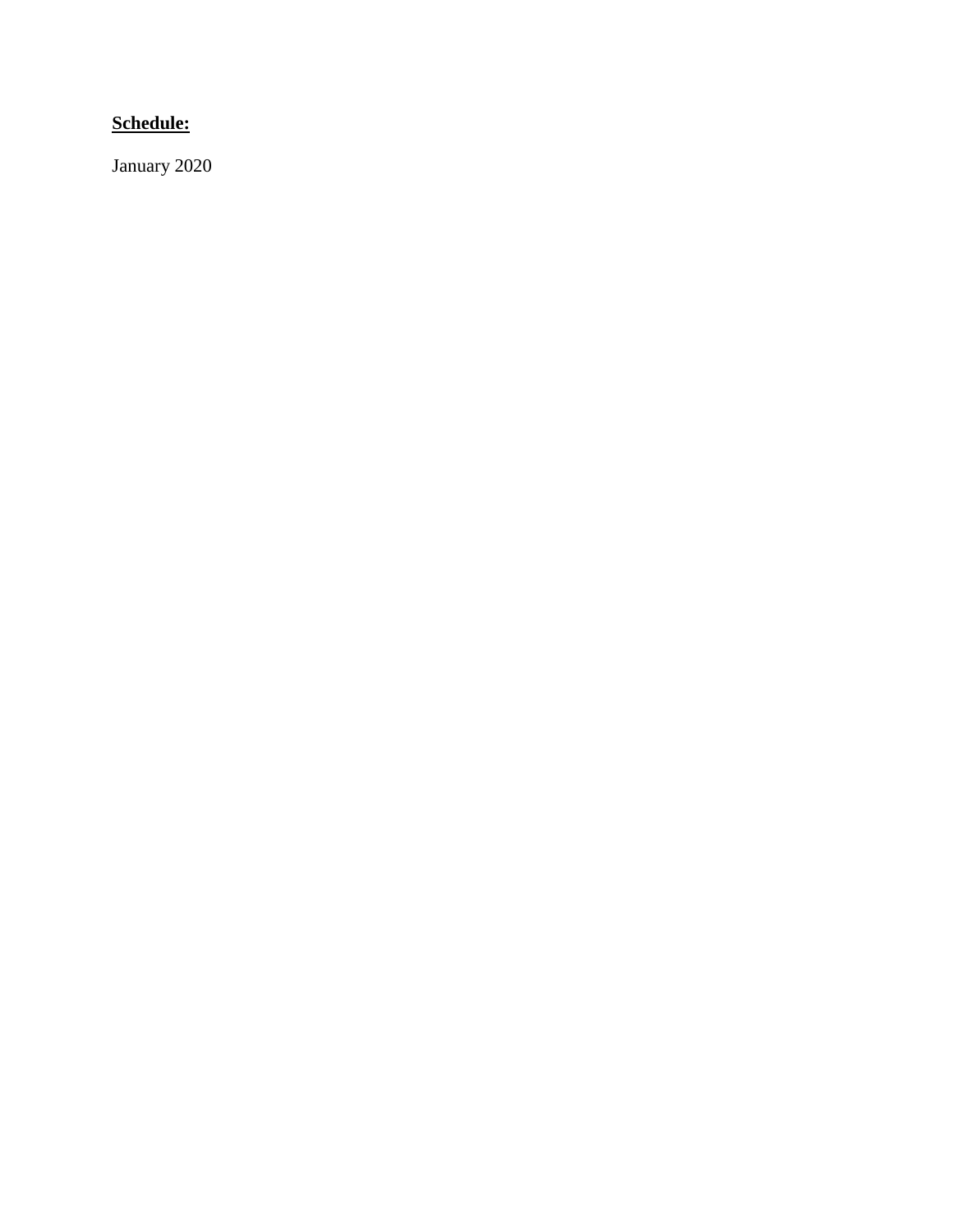**Schedule:**

January 2020